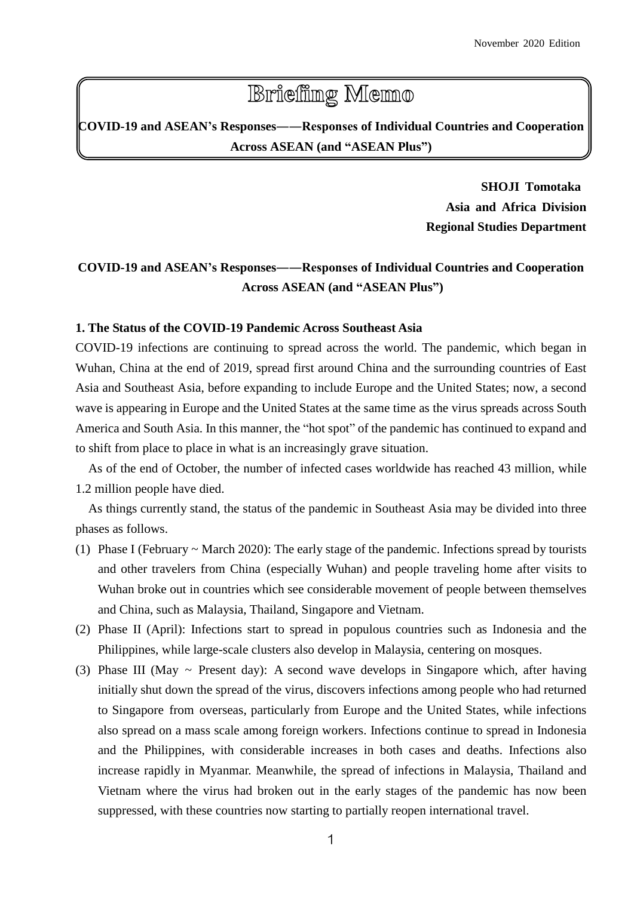November 2020 Edition

# Briefing Memo

**COVID-19 and ASEAN's Responses——Responses of Individual Countries and Cooperation Across ASEAN (and "ASEAN Plus")**

**SHOJI Tomotaka**
**Asia and Africa Division**
**Regional Studies Department**

## COVID-19 and ASEAN's Responses——Responses of Individual Countries and Cooperation Across ASEAN (and "ASEAN Plus")

### 1. The Status of the COVID-19 Pandemic Across Southeast Asia

COVID-19 infections are continuing to spread across the world. The pandemic, which began in Wuhan, China at the end of 2019, spread first around China and the surrounding countries of East Asia and Southeast Asia, before expanding to include Europe and the United States; now, a second wave is appearing in Europe and the United States at the same time as the virus spreads across South America and South Asia. In this manner, the "hot spot" of the pandemic has continued to expand and to shift from place to place in what is an increasingly grave situation.

As of the end of October, the number of infected cases worldwide has reached 43 million, while 1.2 million people have died.

As things currently stand, the status of the pandemic in Southeast Asia may be divided into three phases as follows.

(1) Phase I (February ~ March 2020): The early stage of the pandemic. Infections spread by tourists and other travelers from China (especially Wuhan) and people traveling home after visits to Wuhan broke out in countries which see considerable movement of people between themselves and China, such as Malaysia, Thailand, Singapore and Vietnam.

(2) Phase II (April): Infections start to spread in populous countries such as Indonesia and the Philippines, while large-scale clusters also develop in Malaysia, centering on mosques.

(3) Phase III (May ~ Present day): A second wave develops in Singapore which, after having initially shut down the spread of the virus, discovers infections among people who had returned to Singapore from overseas, particularly from Europe and the United States, while infections also spread on a mass scale among foreign workers. Infections continue to spread in Indonesia and the Philippines, with considerable increases in both cases and deaths. Infections also increase rapidly in Myanmar. Meanwhile, the spread of infections in Malaysia, Thailand and Vietnam where the virus had broken out in the early stages of the pandemic has now been suppressed, with these countries now starting to partially reopen international travel.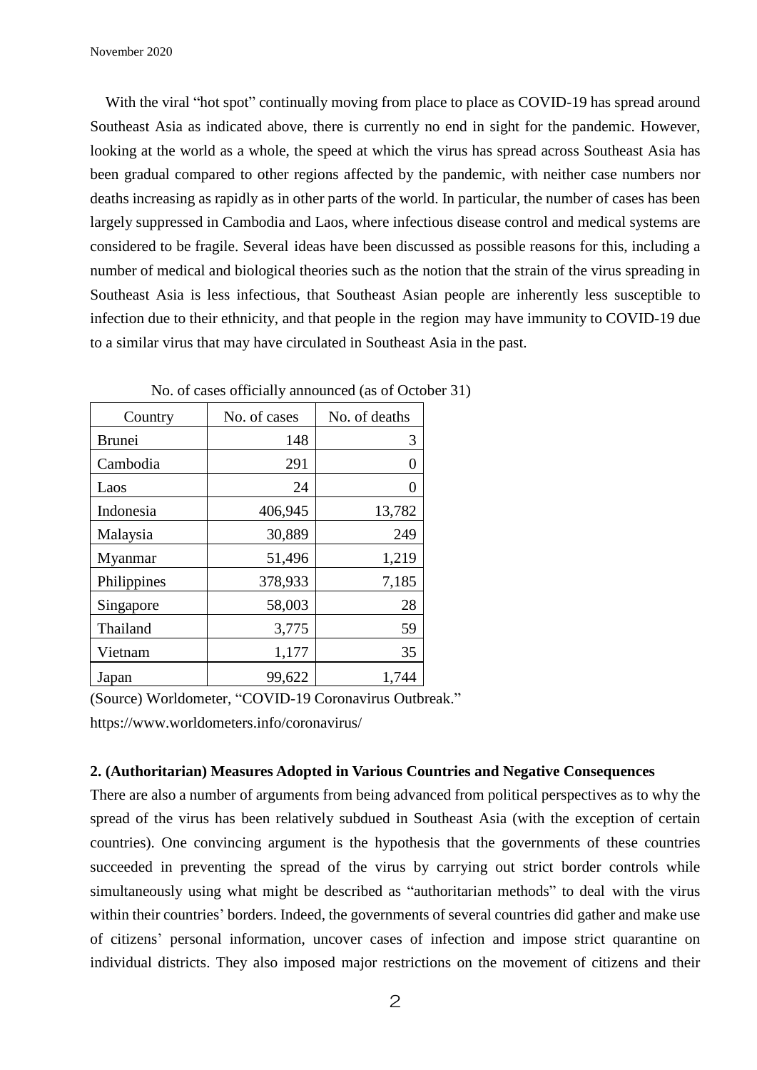With the viral "hot spot" continually moving from place to place as COVID-19 has spread around Southeast Asia as indicated above, there is currently no end in sight for the pandemic. However, looking at the world as a whole, the speed at which the virus has spread across Southeast Asia has been gradual compared to other regions affected by the pandemic, with neither case numbers nor deaths increasing as rapidly as in other parts of the world. In particular, the number of cases has been largely suppressed in Cambodia and Laos, where infectious disease control and medical systems are considered to be fragile. Several ideas have been discussed as possible reasons for this, including a number of medical and biological theories such as the notion that the strain of the virus spreading in Southeast Asia is less infectious, that Southeast Asian people are inherently less susceptible to infection due to their ethnicity, and that people in the region may have immunity to COVID-19 due to a similar virus that may have circulated in Southeast Asia in the past.

No. of cases officially announced (as of October 31)

| Country | No. of cases | No. of deaths |
|---|---|---|
| Brunei | 148 | 3 |
| Cambodia | 291 | 0 |
| Laos | 24 | 0 |
| Indonesia | 406,945 | 13,782 |
| Malaysia | 30,889 | 249 |
| Myanmar | 51,496 | 1,219 |
| Philippines | 378,933 | 7,185 |
| Singapore | 58,003 | 28 |
| Thailand | 3,775 | 59 |
| Vietnam | 1,177 | 35 |
| Japan | 99,622 | 1,744 |

(Source) Worldometer, "COVID-19 Coronavirus Outbreak."
https://www.worldometers.info/coronavirus/

**2. (Authoritarian) Measures Adopted in Various Countries and Negative Consequences**

There are also a number of arguments from being advanced from political perspectives as to why the spread of the virus has been relatively subdued in Southeast Asia (with the exception of certain countries). One convincing argument is the hypothesis that the governments of these countries succeeded in preventing the spread of the virus by carrying out strict border controls while simultaneously using what might be described as "authoritarian methods" to deal with the virus within their countries' borders. Indeed, the governments of several countries did gather and make use of citizens' personal information, uncover cases of infection and impose strict quarantine on individual districts. They also imposed major restrictions on the movement of citizens and their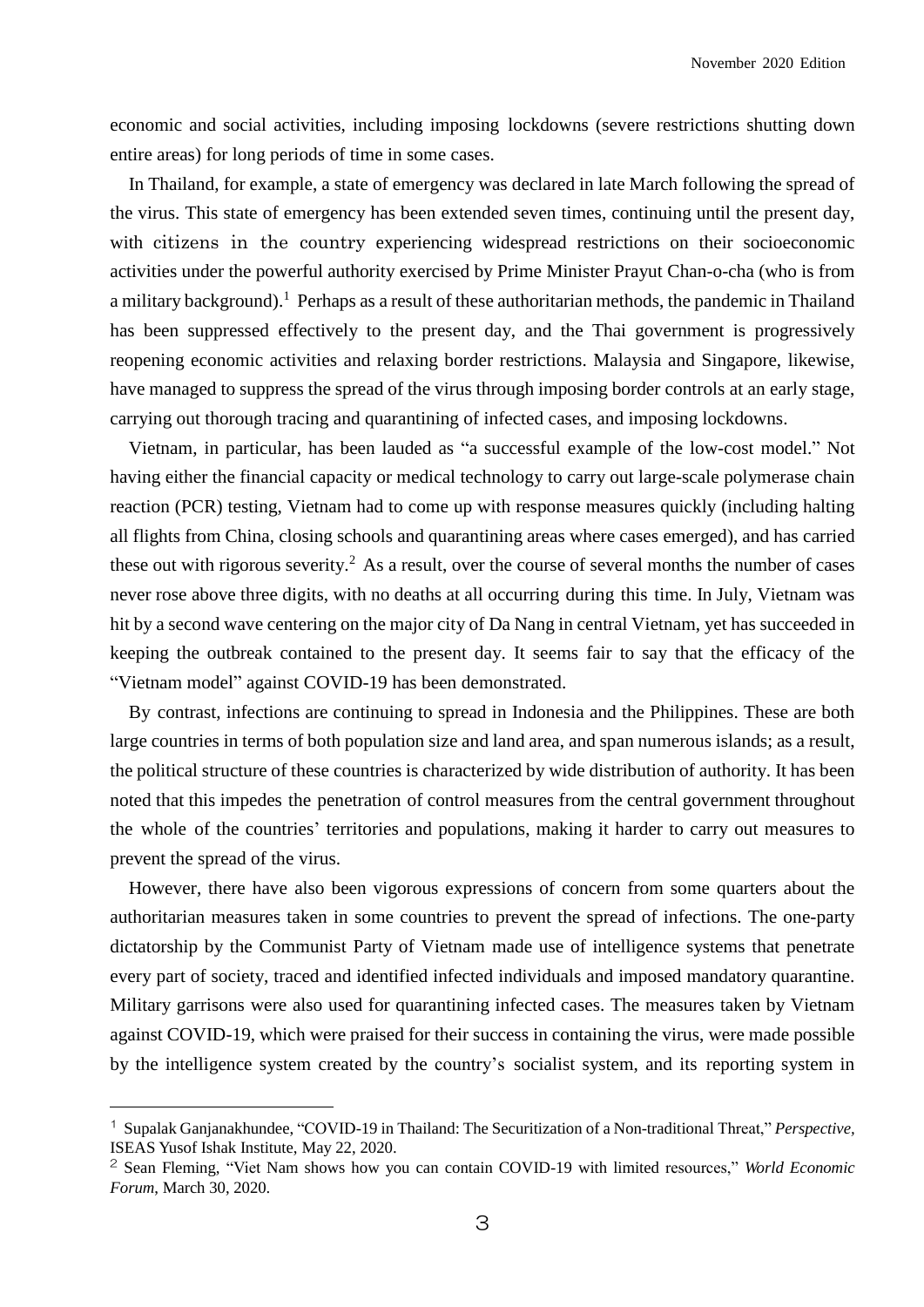economic and social activities, including imposing lockdowns (severe restrictions shutting down entire areas) for long periods of time in some cases.

In Thailand, for example, a state of emergency was declared in late March following the spread of the virus. This state of emergency has been extended seven times, continuing until the present day, with citizens in the country experiencing widespread restrictions on their socioeconomic activities under the powerful authority exercised by Prime Minister Prayut Chan-o-cha (who is from a military background).[1] Perhaps as a result of these authoritarian methods, the pandemic in Thailand has been suppressed effectively to the present day, and the Thai government is progressively reopening economic activities and relaxing border restrictions. Malaysia and Singapore, likewise, have managed to suppress the spread of the virus through imposing border controls at an early stage, carrying out thorough tracing and quarantining of infected cases, and imposing lockdowns.

Vietnam, in particular, has been lauded as "a successful example of the low-cost model." Not having either the financial capacity or medical technology to carry out large-scale polymerase chain reaction (PCR) testing, Vietnam had to come up with response measures quickly (including halting all flights from China, closing schools and quarantining areas where cases emerged), and has carried these out with rigorous severity.[2] As a result, over the course of several months the number of cases never rose above three digits, with no deaths at all occurring during this time. In July, Vietnam was hit by a second wave centering on the major city of Da Nang in central Vietnam, yet has succeeded in keeping the outbreak contained to the present day. It seems fair to say that the efficacy of the "Vietnam model" against COVID-19 has been demonstrated.

By contrast, infections are continuing to spread in Indonesia and the Philippines. These are both large countries in terms of both population size and land area, and span numerous islands; as a result, the political structure of these countries is characterized by wide distribution of authority. It has been noted that this impedes the penetration of control measures from the central government throughout the whole of the countries' territories and populations, making it harder to carry out measures to prevent the spread of the virus.

However, there have also been vigorous expressions of concern from some quarters about the authoritarian measures taken in some countries to prevent the spread of infections. The one-party dictatorship by the Communist Party of Vietnam made use of intelligence systems that penetrate every part of society, traced and identified infected individuals and imposed mandatory quarantine. Military garrisons were also used for quarantining infected cases. The measures taken by Vietnam against COVID-19, which were praised for their success in containing the virus, were made possible by the intelligence system created by the country's socialist system, and its reporting system in

---

[1] Supalak Ganjanakhundee, "COVID-19 in Thailand: The Securitization of a Non-traditional Threat," *Perspective*, ISEAS Yusof Ishak Institute, May 22, 2020.

[2] Sean Fleming, "Viet Nam shows how you can contain COVID-19 with limited resources," *World Economic Forum*, March 30, 2020.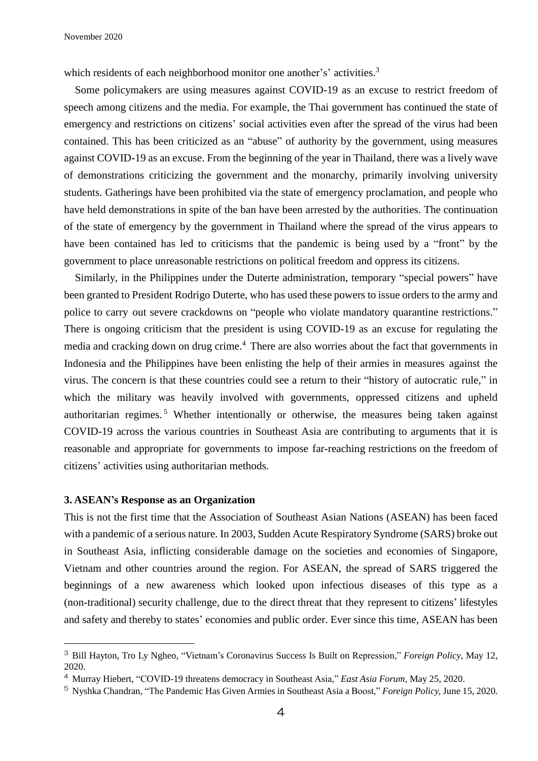which residents of each neighborhood monitor one another's' activities.[3]

Some policymakers are using measures against COVID-19 as an excuse to restrict freedom of speech among citizens and the media. For example, the Thai government has continued the state of emergency and restrictions on citizens' social activities even after the spread of the virus had been contained. This has been criticized as an "abuse" of authority by the government, using measures against COVID-19 as an excuse. From the beginning of the year in Thailand, there was a lively wave of demonstrations criticizing the government and the monarchy, primarily involving university students. Gatherings have been prohibited via the state of emergency proclamation, and people who have held demonstrations in spite of the ban have been arrested by the authorities. The continuation of the state of emergency by the government in Thailand where the spread of the virus appears to have been contained has led to criticisms that the pandemic is being used by a "front" by the government to place unreasonable restrictions on political freedom and oppress its citizens.

Similarly, in the Philippines under the Duterte administration, temporary "special powers" have been granted to President Rodrigo Duterte, who has used these powers to issue orders to the army and police to carry out severe crackdowns on "people who violate mandatory quarantine restrictions." There is ongoing criticism that the president is using COVID-19 as an excuse for regulating the media and cracking down on drug crime.[4] There are also worries about the fact that governments in Indonesia and the Philippines have been enlisting the help of their armies in measures against the virus. The concern is that these countries could see a return to their "history of autocratic rule," in which the military was heavily involved with governments, oppressed citizens and upheld authoritarian regimes.[5] Whether intentionally or otherwise, the measures being taken against COVID-19 across the various countries in Southeast Asia are contributing to arguments that it is reasonable and appropriate for governments to impose far-reaching restrictions on the freedom of citizens' activities using authoritarian methods.

### 3. ASEAN's Response as an Organization

This is not the first time that the Association of Southeast Asian Nations (ASEAN) has been faced with a pandemic of a serious nature. In 2003, Sudden Acute Respiratory Syndrome (SARS) broke out in Southeast Asia, inflicting considerable damage on the societies and economies of Singapore, Vietnam and other countries around the region. For ASEAN, the spread of SARS triggered the beginnings of a new awareness which looked upon infectious diseases of this type as a (non-traditional) security challenge, due to the direct threat that they represent to citizens' lifestyles and safety and thereby to states' economies and public order. Ever since this time, ASEAN has been

---

[3] Bill Hayton, Tro Ly Ngheo, "Vietnam's Coronavirus Success Is Built on Repression," *Foreign Policy*, May 12, 2020.

[4] Murray Hiebert, "COVID-19 threatens democracy in Southeast Asia," *East Asia Forum*, May 25, 2020.

[5] Nyshka Chandran, "The Pandemic Has Given Armies in Southeast Asia a Boost," *Foreign Policy*, June 15, 2020.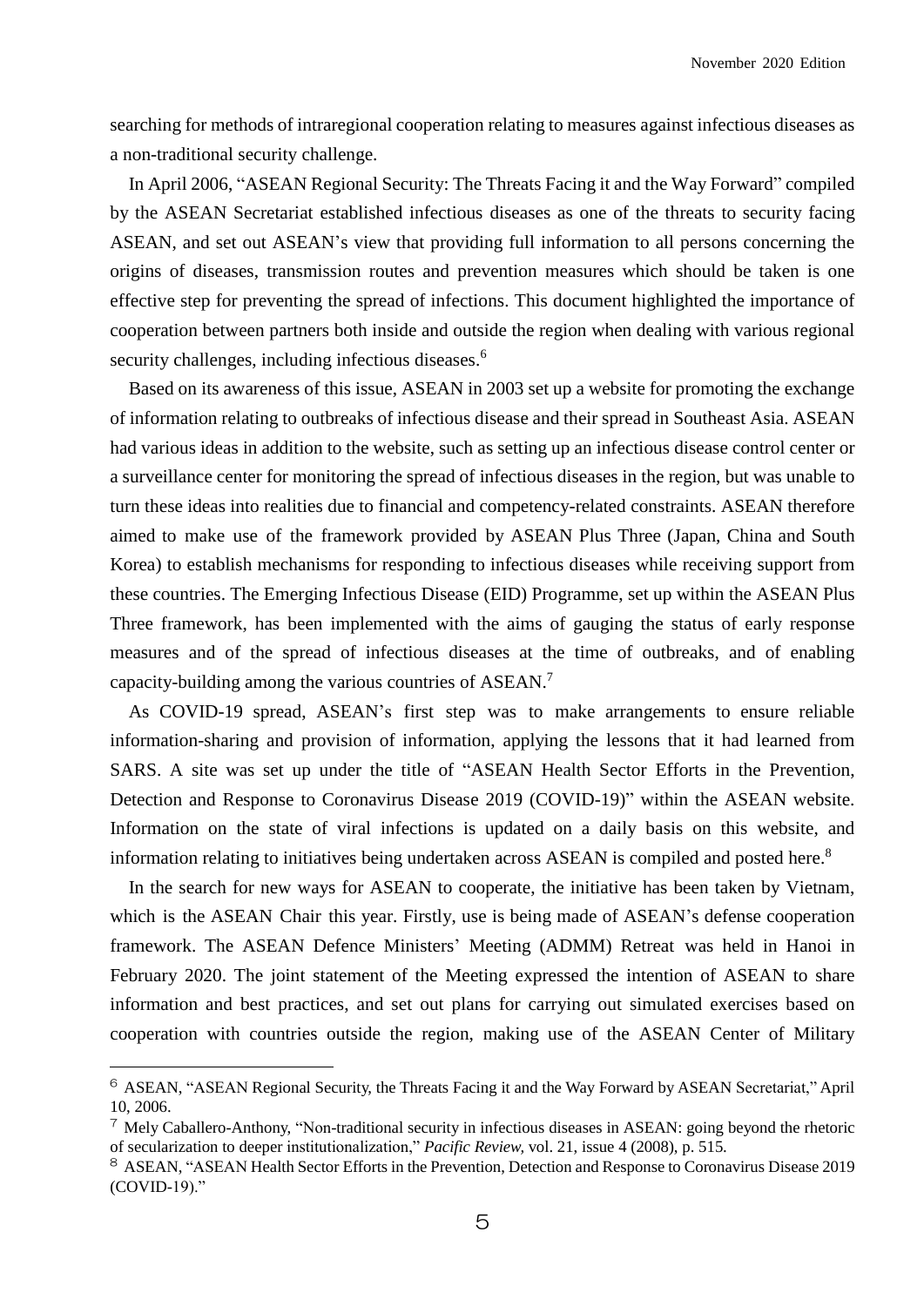searching for methods of intraregional cooperation relating to measures against infectious diseases as a non-traditional security challenge.

In April 2006, "ASEAN Regional Security: The Threats Facing it and the Way Forward" compiled by the ASEAN Secretariat established infectious diseases as one of the threats to security facing ASEAN, and set out ASEAN's view that providing full information to all persons concerning the origins of diseases, transmission routes and prevention measures which should be taken is one effective step for preventing the spread of infections. This document highlighted the importance of cooperation between partners both inside and outside the region when dealing with various regional security challenges, including infectious diseases.[6]

Based on its awareness of this issue, ASEAN in 2003 set up a website for promoting the exchange of information relating to outbreaks of infectious disease and their spread in Southeast Asia. ASEAN had various ideas in addition to the website, such as setting up an infectious disease control center or a surveillance center for monitoring the spread of infectious diseases in the region, but was unable to turn these ideas into realities due to financial and competency-related constraints. ASEAN therefore aimed to make use of the framework provided by ASEAN Plus Three (Japan, China and South Korea) to establish mechanisms for responding to infectious diseases while receiving support from these countries. The Emerging Infectious Disease (EID) Programme, set up within the ASEAN Plus Three framework, has been implemented with the aims of gauging the status of early response measures and of the spread of infectious diseases at the time of outbreaks, and of enabling capacity-building among the various countries of ASEAN.[7]

As COVID-19 spread, ASEAN's first step was to make arrangements to ensure reliable information-sharing and provision of information, applying the lessons that it had learned from SARS. A site was set up under the title of "ASEAN Health Sector Efforts in the Prevention, Detection and Response to Coronavirus Disease 2019 (COVID-19)" within the ASEAN website. Information on the state of viral infections is updated on a daily basis on this website, and information relating to initiatives being undertaken across ASEAN is compiled and posted here.[8]

In the search for new ways for ASEAN to cooperate, the initiative has been taken by Vietnam, which is the ASEAN Chair this year. Firstly, use is being made of ASEAN's defense cooperation framework. The ASEAN Defence Ministers' Meeting (ADMM) Retreat was held in Hanoi in February 2020. The joint statement of the Meeting expressed the intention of ASEAN to share information and best practices, and set out plans for carrying out simulated exercises based on cooperation with countries outside the region, making use of the ASEAN Center of Military

---

[6] ASEAN, "ASEAN Regional Security, the Threats Facing it and the Way Forward by ASEAN Secretariat," April 10, 2006.

[7] Mely Caballero-Anthony, "Non-traditional security in infectious diseases in ASEAN: going beyond the rhetoric of secularization to deeper institutionalization," *Pacific Review,* vol. 21, issue 4 (2008), p. 515.

[8] ASEAN, "ASEAN Health Sector Efforts in the Prevention, Detection and Response to Coronavirus Disease 2019 (COVID-19)."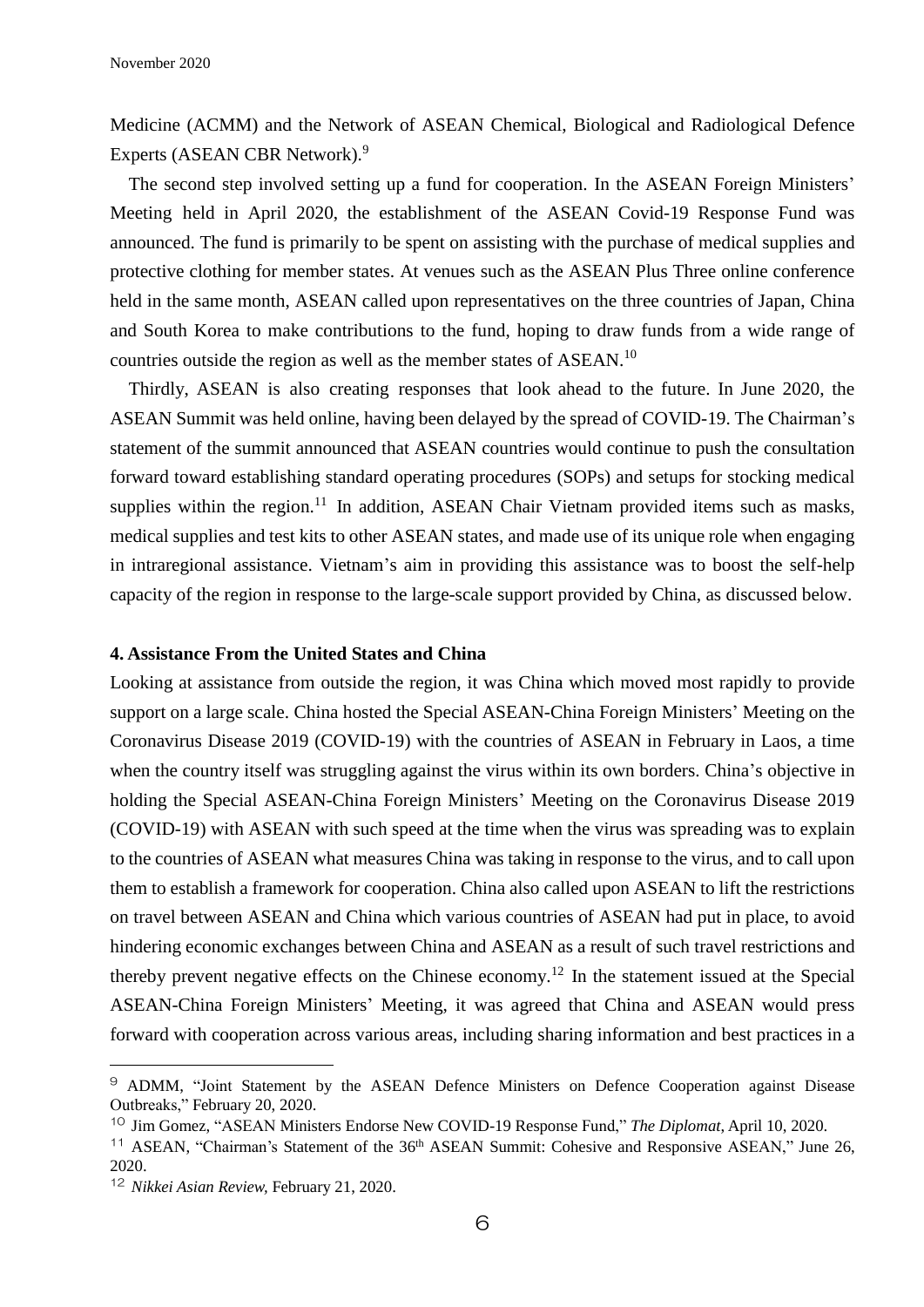Medicine (ACMM) and the Network of ASEAN Chemical, Biological and Radiological Defence Experts (ASEAN CBR Network).[9]

The second step involved setting up a fund for cooperation. In the ASEAN Foreign Ministers' Meeting held in April 2020, the establishment of the ASEAN Covid-19 Response Fund was announced. The fund is primarily to be spent on assisting with the purchase of medical supplies and protective clothing for member states. At venues such as the ASEAN Plus Three online conference held in the same month, ASEAN called upon representatives on the three countries of Japan, China and South Korea to make contributions to the fund, hoping to draw funds from a wide range of countries outside the region as well as the member states of ASEAN.[10]

Thirdly, ASEAN is also creating responses that look ahead to the future. In June 2020, the ASEAN Summit was held online, having been delayed by the spread of COVID-19. The Chairman's statement of the summit announced that ASEAN countries would continue to push the consultation forward toward establishing standard operating procedures (SOPs) and setups for stocking medical supplies within the region.[11] In addition, ASEAN Chair Vietnam provided items such as masks, medical supplies and test kits to other ASEAN states, and made use of its unique role when engaging in intraregional assistance. Vietnam's aim in providing this assistance was to boost the self-help capacity of the region in response to the large-scale support provided by China, as discussed below.

**4. Assistance From the United States and China**

Looking at assistance from outside the region, it was China which moved most rapidly to provide support on a large scale. China hosted the Special ASEAN-China Foreign Ministers' Meeting on the Coronavirus Disease 2019 (COVID-19) with the countries of ASEAN in February in Laos, a time when the country itself was struggling against the virus within its own borders. China's objective in holding the Special ASEAN-China Foreign Ministers' Meeting on the Coronavirus Disease 2019 (COVID-19) with ASEAN with such speed at the time when the virus was spreading was to explain to the countries of ASEAN what measures China was taking in response to the virus, and to call upon them to establish a framework for cooperation. China also called upon ASEAN to lift the restrictions on travel between ASEAN and China which various countries of ASEAN had put in place, to avoid hindering economic exchanges between China and ASEAN as a result of such travel restrictions and thereby prevent negative effects on the Chinese economy.[12] In the statement issued at the Special ASEAN-China Foreign Ministers' Meeting, it was agreed that China and ASEAN would press forward with cooperation across various areas, including sharing information and best practices in a

---

[9] ADMM, "Joint Statement by the ASEAN Defence Ministers on Defence Cooperation against Disease Outbreaks," February 20, 2020.

[10] Jim Gomez, "ASEAN Ministers Endorse New COVID-19 Response Fund," *The Diplomat*, April 10, 2020.

[11] ASEAN, "Chairman's Statement of the 36th ASEAN Summit: Cohesive and Responsive ASEAN," June 26, 2020.

[12] *Nikkei Asian Review*, February 21, 2020.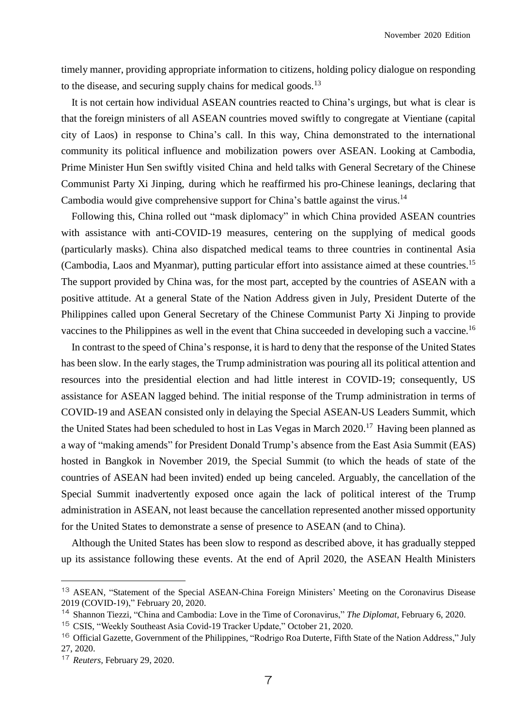timely manner, providing appropriate information to citizens, holding policy dialogue on responding to the disease, and securing supply chains for medical goods.[13]

It is not certain how individual ASEAN countries reacted to China's urgings, but what is clear is that the foreign ministers of all ASEAN countries moved swiftly to congregate at Vientiane (capital city of Laos) in response to China's call. In this way, China demonstrated to the international community its political influence and mobilization powers over ASEAN. Looking at Cambodia, Prime Minister Hun Sen swiftly visited China and held talks with General Secretary of the Chinese Communist Party Xi Jinping, during which he reaffirmed his pro-Chinese leanings, declaring that Cambodia would give comprehensive support for China's battle against the virus.[14]

Following this, China rolled out "mask diplomacy" in which China provided ASEAN countries with assistance with anti-COVID-19 measures, centering on the supplying of medical goods (particularly masks). China also dispatched medical teams to three countries in continental Asia (Cambodia, Laos and Myanmar), putting particular effort into assistance aimed at these countries.[15] The support provided by China was, for the most part, accepted by the countries of ASEAN with a positive attitude. At a general State of the Nation Address given in July, President Duterte of the Philippines called upon General Secretary of the Chinese Communist Party Xi Jinping to provide vaccines to the Philippines as well in the event that China succeeded in developing such a vaccine.[16]

In contrast to the speed of China's response, it is hard to deny that the response of the United States has been slow. In the early stages, the Trump administration was pouring all its political attention and resources into the presidential election and had little interest in COVID-19; consequently, US assistance for ASEAN lagged behind. The initial response of the Trump administration in terms of COVID-19 and ASEAN consisted only in delaying the Special ASEAN-US Leaders Summit, which the United States had been scheduled to host in Las Vegas in March 2020.[17] Having been planned as a way of "making amends" for President Donald Trump's absence from the East Asia Summit (EAS) hosted in Bangkok in November 2019, the Special Summit (to which the heads of state of the countries of ASEAN had been invited) ended up being canceled. Arguably, the cancellation of the Special Summit inadvertently exposed once again the lack of political interest of the Trump administration in ASEAN, not least because the cancellation represented another missed opportunity for the United States to demonstrate a sense of presence to ASEAN (and to China).

Although the United States has been slow to respond as described above, it has gradually stepped up its assistance following these events. At the end of April 2020, the ASEAN Health Ministers

---

[13] ASEAN, "Statement of the Special ASEAN-China Foreign Ministers' Meeting on the Coronavirus Disease 2019 (COVID-19)," February 20, 2020.

[14] Shannon Tiezzi, "China and Cambodia: Love in the Time of Coronavirus," *The Diplomat*, February 6, 2020.

[15] CSIS, "Weekly Southeast Asia Covid-19 Tracker Update," October 21, 2020.

[16] Official Gazette, Government of the Philippines, "Rodrigo Roa Duterte, Fifth State of the Nation Address," July 27, 2020.

[17] *Reuters*, February 29, 2020.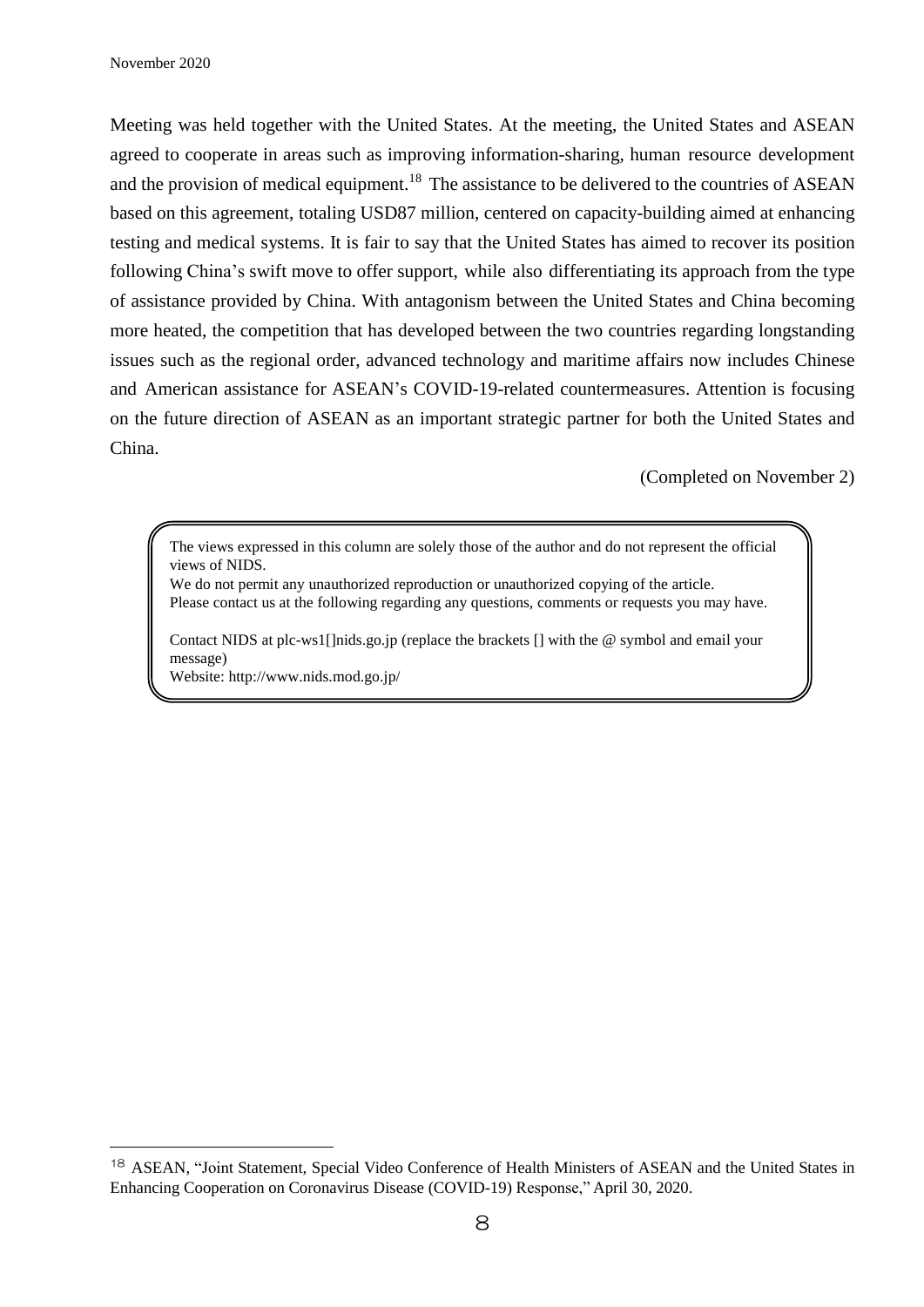Meeting was held together with the United States. At the meeting, the United States and ASEAN agreed to cooperate in areas such as improving information-sharing, human resource development and the provision of medical equipment.[18] The assistance to be delivered to the countries of ASEAN based on this agreement, totaling USD87 million, centered on capacity-building aimed at enhancing testing and medical systems. It is fair to say that the United States has aimed to recover its position following China's swift move to offer support, while also differentiating its approach from the type of assistance provided by China. With antagonism between the United States and China becoming more heated, the competition that has developed between the two countries regarding longstanding issues such as the regional order, advanced technology and maritime affairs now includes Chinese and American assistance for ASEAN's COVID-19-related countermeasures. Attention is focusing on the future direction of ASEAN as an important strategic partner for both the United States and China.

(Completed on November 2)

> The views expressed in this column are solely those of the author and do not represent the official views of NIDS.
> We do not permit any unauthorized reproduction or unauthorized copying of the article.
> Please contact us at the following regarding any questions, comments or requests you may have.
>
> Contact NIDS at plc-ws1[]nids.go.jp (replace the brackets [] with the @ symbol and email your message)
> Website: http://www.nids.mod.go.jp/

---

[18] ASEAN, "Joint Statement, Special Video Conference of Health Ministers of ASEAN and the United States in Enhancing Cooperation on Coronavirus Disease (COVID-19) Response," April 30, 2020.